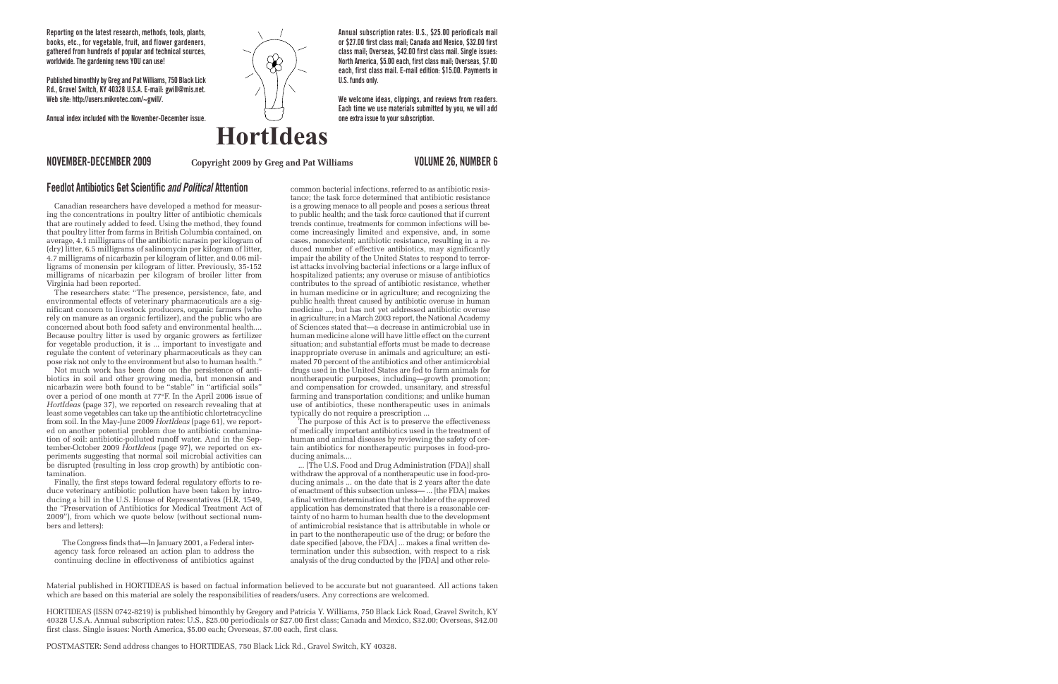Reporting on the latest research, methods, tools, plants, books, etc., for vegetable, fruit, and flower gardeners, gathered from hundreds of popular and technical sources, worldwide. The gardening news YOU can use!

Published bimonthly by Greg and Pat Williams, 750 Black Lick Rd., Gravel Switch, KY 40328 U.S.A. E-mail: gwill@mis.net. Web site: http://users.mikrotec.com/~gwill/.

Annual index included with the November-December issue.

Annual subscription rates: U.S., $25.00 periodicals mail or $27.00 first class mail; Canada and Mexico, $32.00 first class mail; Overseas, $42.00 first class mail. Single issues: North America, $5.00 each, first class mail; Overseas, $7.00 each, first class mail. E-mail edition: $15.00. Payments in U.S. funds only.

We welcome ideas, clippings, and reviews from readers. Each time we use materials submitted by you, we will add one extra issue to your subscription.

# HortIdeas

**NOVEMBER-DECEMBER 2009** | **Copyright 2009 by Greg and Pat Williams** | **VOLUME 26, NUMBER 6**

## Feedlot Antibiotics Get Scientific *and Political* Attention

Canadian researchers have developed a method for measuring the concentrations in poultry litter of antibiotic chemicals that are routinely added to feed. Using the method, they found that poultry litter from farms in British Columbia contained, on average, 4.1 milligrams of the antibiotic narasin per kilogram of (dry) litter, 6.5 milligrams of salinomycin per kilogram of litter, 4.7 milligrams of nicarbazin per kilogram of litter, and 0.06 milligrams of monensin per kilogram of litter. Previously, 35-152 milligrams of nicarbazin per kilogram of broiler litter from Virginia had been reported.

The researchers state: "The presence, persistence, fate, and environmental effects of veterinary pharmaceuticals are a significant concern to livestock producers, organic farmers (who rely on manure as an organic fertilizer), and the public who are concerned about both food safety and environmental health.... Because poultry litter is used by organic growers as fertilizer for vegetable production, it is ... important to investigate and regulate the content of veterinary pharmaceuticals as they can pose risk not only to the environment but also to human health."

Not much work has been done on the persistence of antibiotics in soil and other growing media, but monensin and nicarbazin were both found to be "stable" in "artificial soils" over a period of one month at 77°F. In the April 2006 issue of *HortIdeas* (page 37), we reported on research revealing that at least some vegetables can take up the antibiotic chlortetracycline from soil. In the May-June 2009 *HortIdeas* (page 61), we reported on another potential problem due to antibiotic contamination of soil: antibiotic-polluted runoff water. And in the September-October 2009 *HortIdeas* (page 97), we reported on experiments suggesting that normal soil microbial activities can be disrupted (resulting in less crop growth) by antibiotic contamination.

Finally, the first steps toward federal regulatory efforts to reduce veterinary antibiotic pollution have been taken by introducing a bill in the U.S. House of Representatives (H.R. 1549, the "Preservation of Antibiotics for Medical Treatment Act of 2009"), from which we quote below (without sectional numbers and letters):

> The Congress finds that—In January 2001, a Federal interagency task force released an action plan to address the continuing decline in effectiveness of antibiotics against common bacterial infections, referred to as antibiotic resistance; the task force determined that antibiotic resistance is a growing menace to all people and poses a serious threat to public health; and the task force cautioned that if current trends continue, treatments for common infections will become increasingly limited and expensive, and, in some cases, nonexistent; antibiotic resistance, resulting in a reduced number of effective antibiotics, may significantly impair the ability of the United States to respond to terrorist attacks involving bacterial infections or a large influx of hospitalized patients; any overuse or misuse of antibiotics contributes to the spread of antibiotic resistance, whether in human medicine or in agriculture; and recognizing the public health threat caused by antibiotic overuse in human medicine ..., but has not yet addressed antibiotic overuse in agriculture; in a March 2003 report, the National Academy of Sciences stated that—a decrease in antimicrobial use in human medicine alone will have little effect on the current situation; and substantial efforts must be made to decrease inappropriate overuse in animals and agriculture; an estimated 70 percent of the antibiotics and other antimicrobial drugs used in the United States are fed to farm animals for nontherapeutic purposes, including—growth promotion; and compensation for crowded, unsanitary, and stressful farming and transportation conditions; and unlike human use of antibiotics, these nontherapeutic uses in animals typically do not require a prescription ...
>
> The purpose of this Act is to preserve the effectiveness of medically important antibiotics used in the treatment of human and animal diseases by reviewing the safety of certain antibiotics for nontherapeutic purposes in food-producing animals....
>
> ... [The U.S. Food and Drug Administration (FDA)] shall withdraw the approval of a nontherapeutic use in food-producing animals ... on the date that is 2 years after the date of enactment of this subsection unless— ... [the FDA] makes a final written determination that the holder of the approved application has demonstrated that there is a reasonable certainty of no harm to human health due to the development of antimicrobial resistance that is attributable in whole or in part to the nontherapeutic use of the drug; or before the date specified [above, the FDA] ... makes a final written determination under this subsection, with respect to a risk analysis of the drug conducted by the [FDA] and other rele-

Material published in HORTIDEAS is based on factual information believed to be accurate but not guaranteed. All actions taken which are based on this material are solely the responsibilities of readers/users. Any corrections are welcomed.

HORTIDEAS (ISSN 0742-8219) is published bimonthly by Gregory and Patricia Y. Williams, 750 Black Lick Road, Gravel Switch, KY 40328 U.S.A. Annual subscription rates: U.S., $25.00 periodicals or $27.00 first class; Canada and Mexico, $32.00; Overseas, $42.00 first class. Single issues: North America, $5.00 each; Overseas, $7.00 each, first class.

POSTMASTER: Send address changes to HORTIDEAS, 750 Black Lick Rd., Gravel Switch, KY 40328.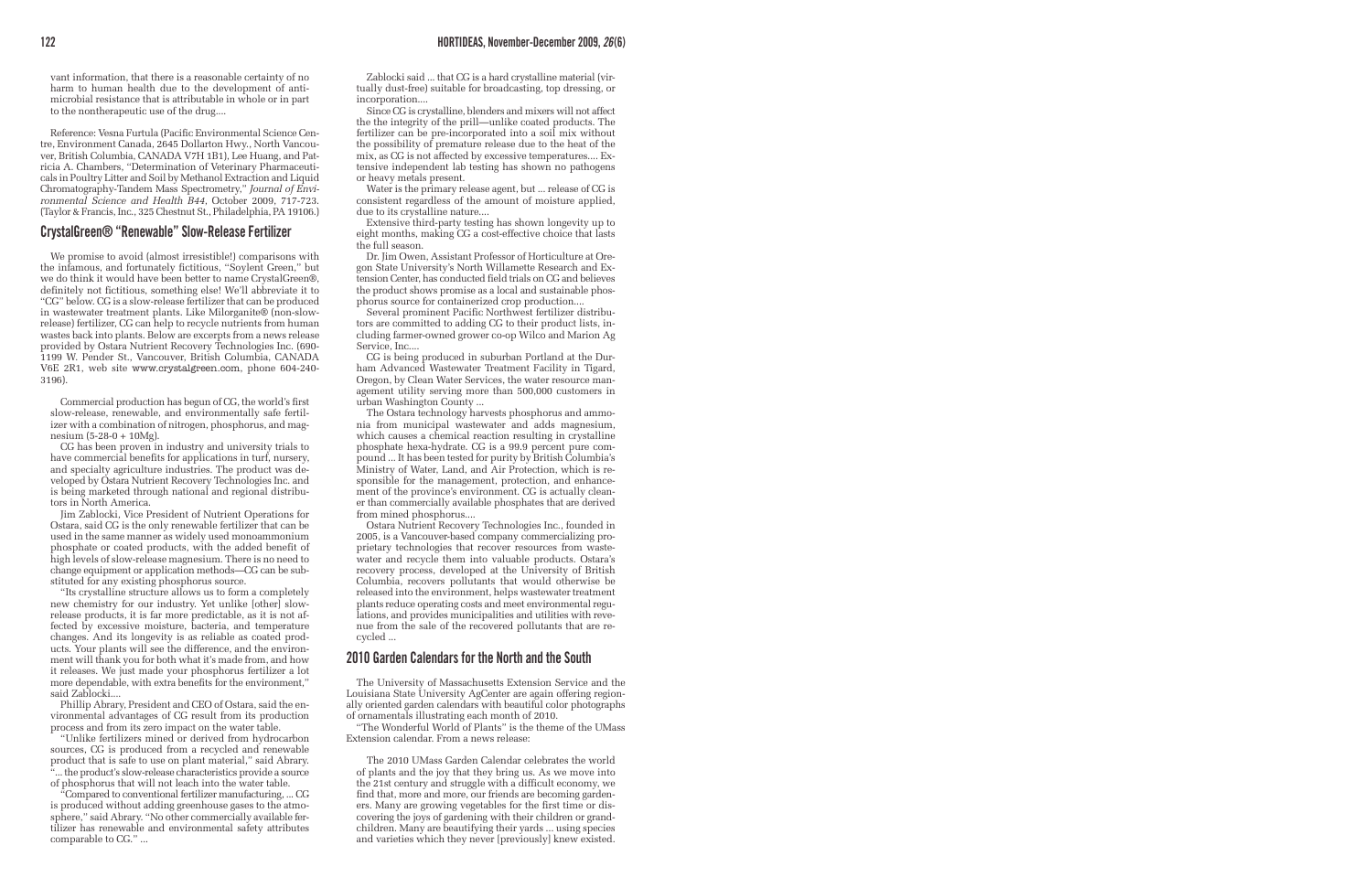vant information, that there is a reasonable certainty of no harm to human health due to the development of antimicrobial resistance that is attributable in whole or in part to the nontherapeutic use of the drug....

Reference: Vesna Furtula (Pacific Environmental Science Centre, Environment Canada, 2645 Dollarton Hwy., North Vancouver, British Columbia, CANADA V7H 1B1), Lee Huang, and Patricia A. Chambers, "Determination of Veterinary Pharmaceuticals in Poultry Litter and Soil by Methanol Extraction and Liquid Chromatography-Tandem Mass Spectrometry," *Journal of Environmental Science and Health B44*, October 2009, 717-723. (Taylor & Francis, Inc., 325 Chestnut St., Philadelphia, PA 19106.)

## CrystalGreen® "Renewable" Slow-Release Fertilizer

We promise to avoid (almost irresistible!) comparisons with the infamous, and fortunately fictitious, "Soylent Green," but we do think it would have been better to name CrystalGreen®, definitely not fictitious, something else! We'll abbreviate it to "CG" below. CG is a slow-release fertilizer that can be produced in wastewater treatment plants. Like Milorganite® (non-slow-release) fertilizer, CG can help to recycle nutrients from human wastes back into plants. Below are excerpts from a news release provided by Ostara Nutrient Recovery Technologies Inc. (690-1199 W. Pender St., Vancouver, British Columbia, CANADA V6E 2R1, web site www.crystalgreen.com, phone 604-240-3196).

> Commercial production has begun of CG, the world's first slow-release, renewable, and environmentally safe fertilizer with a combination of nitrogen, phosphorus, and magnesium (5-28-0 + 10Mg).
>
> CG has been proven in industry and university trials to have commercial benefits for applications in turf, nursery, and specialty agriculture industries. The product was developed by Ostara Nutrient Recovery Technologies Inc. and is being marketed through national and regional distributors in North America.
>
> Jim Zablocki, Vice President of Nutrient Operations for Ostara, said CG is the only renewable fertilizer that can be used in the same manner as widely used monoammonium phosphate or coated products, with the added benefit of high levels of slow-release magnesium. There is no need to change equipment or application methods—CG can be substituted for any existing phosphorus source.
>
> "Its crystalline structure allows us to form a completely new chemistry for our industry. Yet unlike [other] slow-release products, it is far more predictable, as it is not affected by excessive moisture, bacteria, and temperature changes. And its longevity is as reliable as coated products. Your plants will see the difference, and the environment will thank you for both what it's made from, and how it releases. We just made your phosphorus fertilizer a lot more dependable, with extra benefits for the environment," said Zablocki....
>
> Phillip Abrary, President and CEO of Ostara, said the environmental advantages of CG result from its production process and from its zero impact on the water table.
>
> "Unlike fertilizers mined or derived from hydrocarbon sources, CG is produced from a recycled and renewable product that is safe to use on plant material," said Abrary. "... the product's slow-release characteristics provide a source of phosphorus that will not leach into the water table.
>
> "Compared to conventional fertilizer manufacturing, ... CG is produced without adding greenhouse gases to the atmosphere," said Abrary. "No other commercially available fertilizer has renewable and environmental safety attributes comparable to CG." ...
>
> Zablocki said ... that CG is a hard crystalline material (virtually dust-free) suitable for broadcasting, top dressing, or incorporation....
>
> Since CG is crystalline, blenders and mixers will not affect the the integrity of the prill—unlike coated products. The fertilizer can be pre-incorporated into a soil mix without the possibility of premature release due to the heat of the mix, as CG is not affected by excessive temperatures.... Extensive independent lab testing has shown no pathogens or heavy metals present.
>
> Water is the primary release agent, but ... release of CG is consistent regardless of the amount of moisture applied, due to its crystalline nature....
>
> Extensive third-party testing has shown longevity up to eight months, making CG a cost-effective choice that lasts the full season.
>
> Dr. Jim Owen, Assistant Professor of Horticulture at Oregon State University's North Willamette Research and Extension Center, has conducted field trials on CG and believes the product shows promise as a local and sustainable phosphorus source for containerized crop production....
>
> Several prominent Pacific Northwest fertilizer distributors are committed to adding CG to their product lists, including farmer-owned grower co-op Wilco and Marion Ag Service, Inc....
>
> CG is being produced in suburban Portland at the Durham Advanced Wastewater Treatment Facility in Tigard, Oregon, by Clean Water Services, the water resource management utility serving more than 500,000 customers in urban Washington County ...
>
> The Ostara technology harvests phosphorus and ammonia from municipal wastewater and adds magnesium, which causes a chemical reaction resulting in crystalline phosphate hexa-hydrate. CG is a 99.9 percent pure compound ... It has been tested for purity by British Columbia's Ministry of Water, Land, and Air Protection, which is responsible for the management, protection, and enhancement of the province's environment. CG is actually cleaner than commercially available phosphates that are derived from mined phosphorus....
>
> Ostara Nutrient Recovery Technologies Inc., founded in 2005, is a Vancouver-based company commercializing proprietary technologies that recover resources from wastewater and recycle them into valuable products. Ostara's recovery process, developed at the University of British Columbia, recovers pollutants that would otherwise be released into the environment, helps wastewater treatment plants reduce operating costs and meet environmental regulations, and provides municipalities and utilities with revenue from the sale of the recovered pollutants that are recycled ...

## 2010 Garden Calendars for the North and the South

The University of Massachusetts Extension Service and the Louisiana State University AgCenter are again offering regionally oriented garden calendars with beautiful color photographs of ornamentals illustrating each month of 2010.

"The Wonderful World of Plants" is the theme of the UMass Extension calendar. From a news release:

> The 2010 UMass Garden Calendar celebrates the world of plants and the joy that they bring us. As we move into the 21st century and struggle with a difficult economy, we find that, more and more, our friends are becoming gardeners. Many are growing vegetables for the first time or discovering the joys of gardening with their children or grandchildren. Many are beautifying their yards ... using species and varieties which they never [previously] knew existed.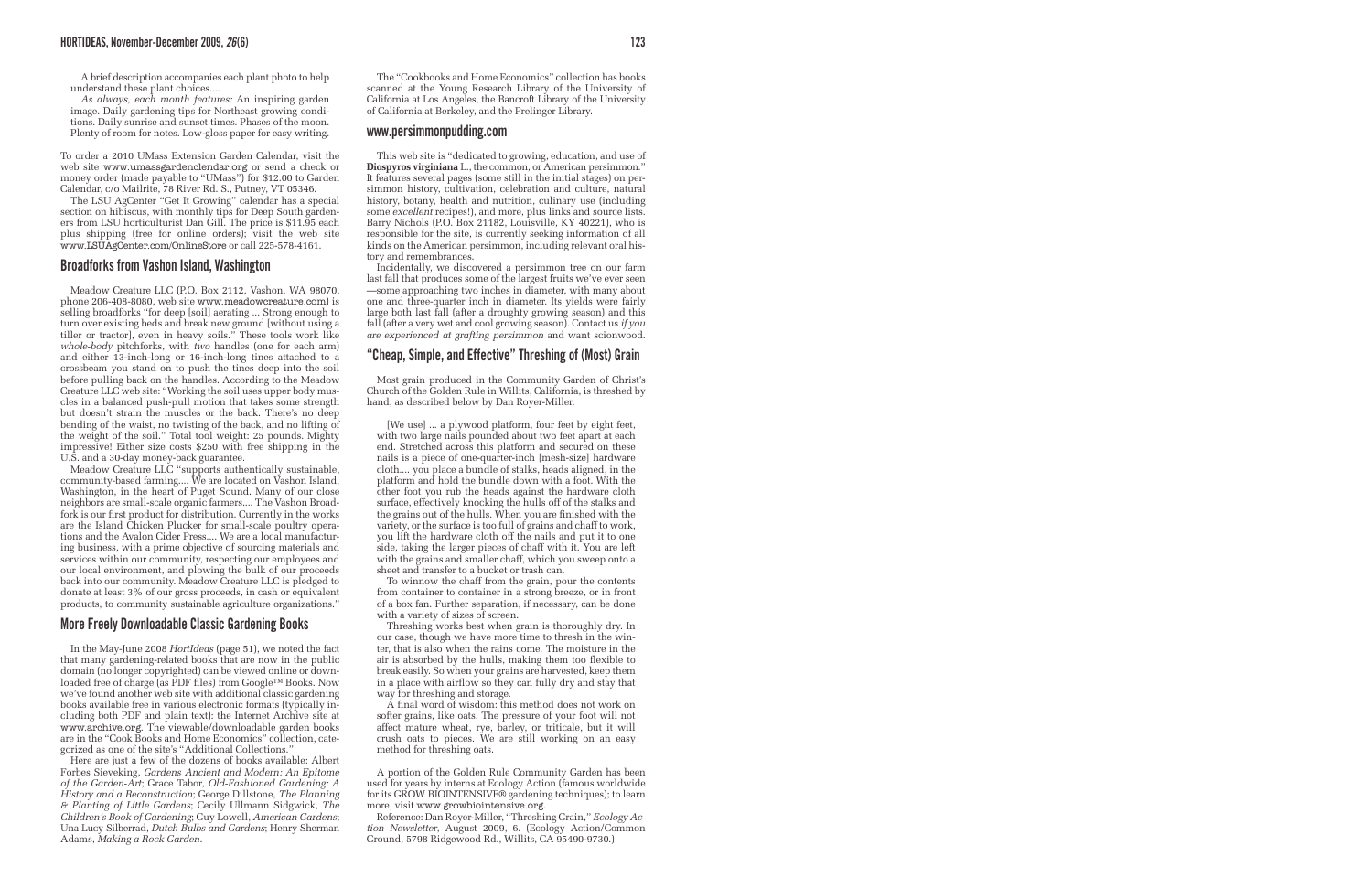A brief description accompanies each plant photo to help understand these plant choices....

*As always, each month features:* An inspiring garden image. Daily gardening tips for Northeast growing conditions. Daily sunrise and sunset times. Phases of the moon. Plenty of room for notes. Low-gloss paper for easy writing.

To order a 2010 UMass Extension Garden Calendar, visit the web site www.umassgardencalendar.org or send a check or money order (made payable to "UMass") for $12.00 to Garden Calendar, c/o Mailrite, 78 River Rd. S., Putney, VT 05346.

The LSU AgCenter "Get It Growing" calendar has a special section on hibiscus, with monthly tips for Deep South gardeners from LSU horticulturist Dan Gill. The price is $11.95 each plus shipping (free for online orders); visit the web site www.LSUAgCenter.com/OnlineStore or call 225-578-4161.

## Broadforks from Vashon Island, Washington

Meadow Creature LLC (P.O. Box 2112, Vashon, WA 98070, phone 206-408-8080, web site www.meadowcreature.com) is selling broadforks "for deep [soil] aerating ... Strong enough to turn over existing beds and break new ground [without using a tiller or tractor], even in heavy soils." These tools work like *whole-body* pitchforks, with *two* handles (one for each arm) and either 13-inch-long or 16-inch-long tines attached to a crossbeam you stand on to push the tines deep into the soil before pulling back on the handles. According to the Meadow Creature LLC web site: "Working the soil uses upper body muscles in a balanced push-pull motion that takes some strength but doesn't strain the muscles or the back. There's no deep bending of the waist, no twisting of the back, and no lifting of the weight of the soil." Total tool weight: 25 pounds. Mighty impressive! Either size costs $250 with free shipping in the U.S. and a 30-day money-back guarantee.

Meadow Creature LLC "supports authentically sustainable, community-based farming.... We are located on Vashon Island, Washington, in the heart of Puget Sound. Many of our close neighbors are small-scale organic farmers.... The Vashon Broadfork is our first product for distribution. Currently in the works are the Island Chicken Plucker for small-scale poultry operations and the Avalon Cider Press.... We are a local manufacturing business, with a prime objective of sourcing materials and services within our community, respecting our employees and our local environment, and plowing the bulk of our proceeds back into our community. Meadow Creature LLC is pledged to donate at least 3% of our gross proceeds, in cash or equivalent products, to community sustainable agriculture organizations."

## More Freely Downloadable Classic Gardening Books

In the May-June 2008 *HortIdeas* (page 51), we noted the fact that many gardening-related books that are now in the public domain (no longer copyrighted) can be viewed online or downloaded free of charge (as PDF files) from Google™ Books. Now we've found another web site with additional classic gardening books available free in various electronic formats (typically including both PDF and plain text): the Internet Archive site at www.archive.org. The viewable/downloadable garden books are in the "Cook Books and Home Economics" collection, categorized as one of the site's "Additional Collections."

Here are just a few of the dozens of books available: Albert Forbes Sieveking, *Gardens Ancient and Modern: An Epitome of the Garden-Art*; Grace Tabor, *Old-Fashioned Gardening: A History and a Reconstruction*; George Dillstone, *The Planning & Planting of Little Gardens*; Cecily Ullmann Sidgwick, *The Children's Book of Gardening*; Guy Lowell, *American Gardens*; Una Lucy Silberrad, *Dutch Bulbs and Gardens*; Henry Sherman Adams, *Making a Rock Garden*.

The "Cookbooks and Home Economics" collection has books scanned at the Young Research Library of the University of California at Los Angeles, the Bancroft Library of the University of California at Berkeley, and the Prelinger Library.

## www.persimmonpudding.com

This web site is "dedicated to growing, education, and use of **Diospyros virginiana** L., the common, or American persimmon." It features several pages (some still in the initial stages) on persimmon history, cultivation, celebration and culture, natural history, botany, health and nutrition, culinary use (including some *excellent* recipes!), and more, plus links and source lists. Barry Nichols (P.O. Box 21182, Louisville, KY 40221), who is responsible for the site, is currently seeking information of all kinds on the American persimmon, including relevant oral history and remembrances.

Incidentally, we discovered a persimmon tree on our farm last fall that produces some of the largest fruits we've ever seen—some approaching two inches in diameter, with many about one and three-quarter inch in diameter. Its yields were fairly large both last fall (after a droughty growing season) and this fall (after a very wet and cool growing season). Contact us *if you are experienced at grafting persimmon* and want scionwood.

## "Cheap, Simple, and Effective" Threshing of (Most) Grain

Most grain produced in the Community Garden of Christ's Church of the Golden Rule in Willits, California, is threshed by hand, as described below by Dan Royer-Miller.

> [We use] ... a plywood platform, four feet by eight feet, with two large nails pounded about two feet apart at each end. Stretched across this platform and secured on these nails is a piece of one-quarter-inch [mesh-size] hardware cloth.... you place a bundle of stalks, heads aligned, in the platform and hold the bundle down with a foot. With the other foot you rub the heads against the hardware cloth surface, effectively knocking the hulls off of the stalks and the grains out of the hulls. When you are finished with the variety, or the surface is too full of grains and chaff to work, you lift the hardware cloth off the nails and put it to one side, taking the larger pieces of chaff with it. You are left with the grains and smaller chaff, which you sweep onto a sheet and transfer to a bucket or trash can.
>
> To winnow the chaff from the grain, pour the contents from container to container in a strong breeze, or in front of a box fan. Further separation, if necessary, can be done with a variety of sizes of screen.
>
> Threshing works best when grain is thoroughly dry. In our case, though we have more time to thresh in the winter, that is also when the rains come. The moisture in the air is absorbed by the hulls, making them too flexible to break easily. So when your grains are harvested, keep them in a place with airflow so they can fully dry and stay that way for threshing and storage.
>
> A final word of wisdom: this method does not work on softer grains, like oats. The pressure of your foot will not affect mature wheat, rye, barley, or triticale, but it will crush oats to pieces. We are still working on an easy method for threshing oats.

A portion of the Golden Rule Community Garden has been used for years by interns at Ecology Action (famous worldwide for its GROW BIOINTENSIVE® gardening techniques); to learn more, visit www.growbiointensive.org.

Reference: Dan Royer-Miller, "Threshing Grain," *Ecology Action Newsletter*, August 2009, 6. (Ecology Action/Common Ground, 5798 Ridgewood Rd., Willits, CA 95490-9730.)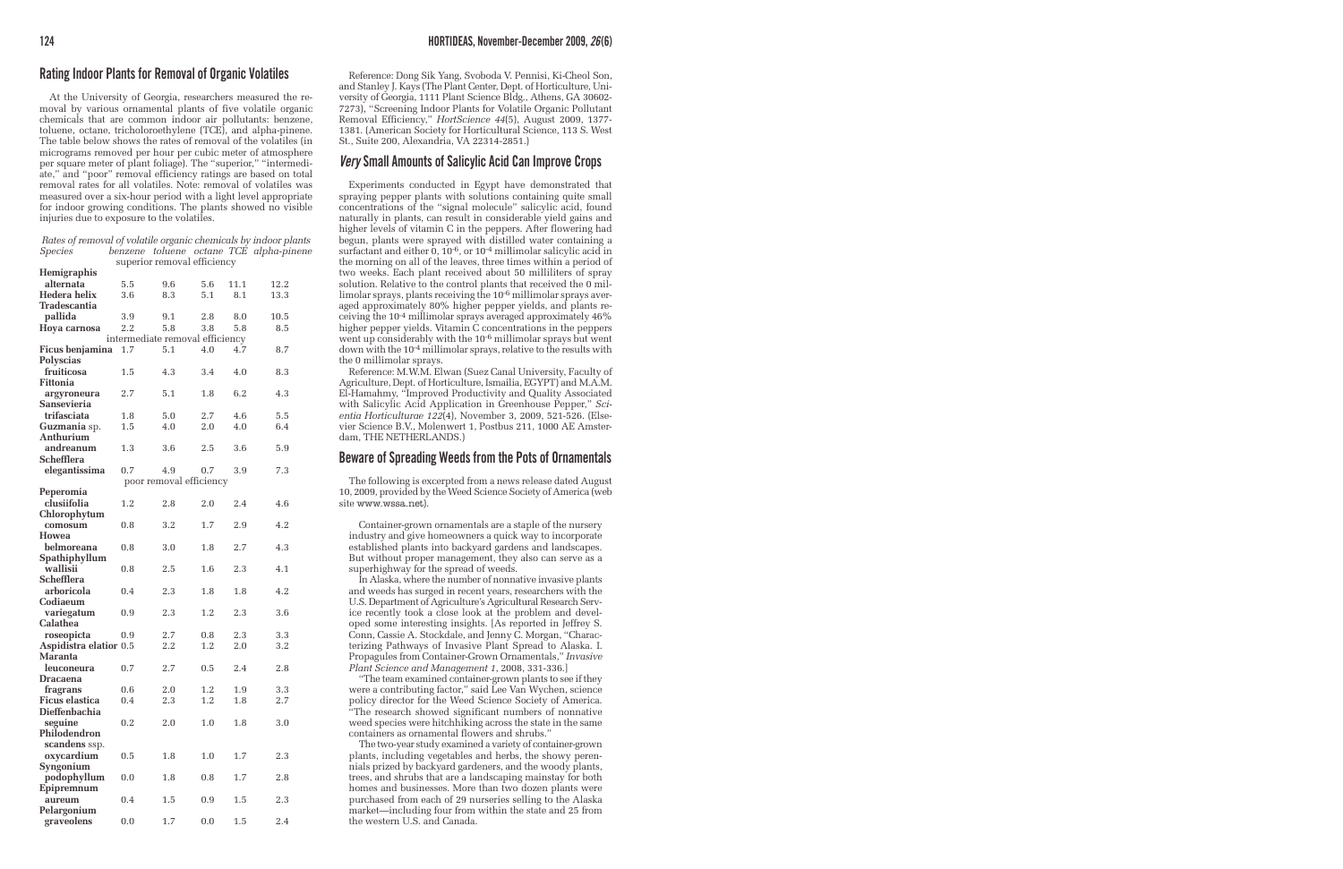## Rating Indoor Plants for Removal of Organic Volatiles

At the University of Georgia, researchers measured the removal by various ornamental plants of five volatile organic chemicals that are common indoor air pollutants: benzene, toluene, octane, tricholoroethylene (TCE), and alpha-pinene. The table below shows the rates of removal of the volatiles (in micrograms removed per hour per cubic meter of atmosphere per square meter of plant foliage). The "superior," "intermediate," and "poor" removal efficiency ratings are based on total removal rates for all volatiles. Note: removal of volatiles was measured over a six-hour period with a light level appropriate for indoor growing conditions. The plants showed no visible injuries due to exposure to the volatiles.

*Rates of removal of volatile organic chemicals by indoor plants*

| *Species* | *benzene* | *toluene* | *octane* | *TCE* | *alpha-pinene* |
|---|---|---|---|---|---|
| superior removal efficiency | | | | | |
| **Hemigraphis alternata** | 5.5 | 9.6 | 5.6 | 11.1 | 12.2 |
| **Hedera helix** | 3.6 | 8.3 | 5.1 | 8.1 | 13.3 |
| **Tradescantia pallida** | 3.9 | 9.1 | 2.8 | 8.0 | 10.5 |
| **Hoya carnosa** | 2.2 | 5.8 | 3.8 | 5.8 | 8.5 |
| intermediate removal efficiency | | | | | |
| **Ficus benjamina** | 1.7 | 5.1 | 4.0 | 4.7 | 8.7 |
| **Polyscias fruiticosa** | 1.5 | 4.3 | 3.4 | 4.0 | 8.3 |
| **Fittonia argyroneura** | 2.7 | 5.1 | 1.8 | 6.2 | 4.3 |
| **Sansevieria trifasciata** | 1.8 | 5.0 | 2.7 | 4.6 | 5.5 |
| **Guzmania** sp. | 1.5 | 4.0 | 2.0 | 4.0 | 6.4 |
| **Anthurium andreanum** | 1.3 | 3.6 | 2.5 | 3.6 | 5.9 |
| **Schefflera elegantissima** | 0.7 | 4.9 | 0.7 | 3.9 | 7.3 |
| poor removal efficiency | | | | | |
| **Peperomia clusiifolia** | 1.2 | 2.8 | 2.0 | 2.4 | 4.6 |
| **Chlorophytum comosum** | 0.8 | 3.2 | 1.7 | 2.9 | 4.2 |
| **Howea belmoreana** | 0.8 | 3.0 | 1.8 | 2.7 | 4.3 |
| **Spathiphyllum wallisii** | 0.8 | 2.5 | 1.6 | 2.3 | 4.1 |
| **Schefflera arboricola** | 0.4 | 2.3 | 1.8 | 1.8 | 4.2 |
| **Codiaeum variegatum** | 0.9 | 2.3 | 1.2 | 2.3 | 3.6 |
| **Calathea roseopicta** | 0.9 | 2.7 | 0.8 | 2.3 | 3.3 |
| **Aspidistra elatior** | 0.5 | 2.2 | 1.2 | 2.0 | 3.2 |
| **Maranta leuconeura** | 0.7 | 2.7 | 0.5 | 2.4 | 2.8 |
| **Dracaena fragrans** | 0.6 | 2.0 | 1.2 | 1.9 | 3.3 |
| **Ficus elastica** | 0.4 | 2.3 | 1.2 | 1.8 | 2.7 |
| **Dieffenbachia seguine** | 0.2 | 2.0 | 1.0 | 1.8 | 3.0 |
| **Philodendron scandens** ssp. **oxycardium** | 0.5 | 1.8 | 1.0 | 1.7 | 2.3 |
| **Syngonium podophyllum** | 0.0 | 1.8 | 0.8 | 1.7 | 2.8 |
| **Epipremnum aureum** | 0.4 | 1.5 | 0.9 | 1.5 | 2.3 |
| **Pelargonium graveolens** | 0.0 | 1.7 | 0.0 | 1.5 | 2.4 |

Reference: Dong Sik Yang, Svoboda V. Pennisi, Ki-Cheol Son, and Stanley J. Kays (The Plant Center, Dept. of Horticulture, University of Georgia, 1111 Plant Science Bldg., Athens, GA 30602-7273), "Screening Indoor Plants for Volatile Organic Pollutant Removal Efficiency," *HortScience 44*(5), August 2009, 1377-1381. (American Society for Horticultural Science, 113 S. West St., Suite 200, Alexandria, VA 22314-2851.)

## *Very* Small Amounts of Salicylic Acid Can Improve Crops

Experiments conducted in Egypt have demonstrated that spraying pepper plants with solutions containing quite small concentrations of the "signal molecule" salicylic acid, found naturally in plants, can result in considerable yield gains and higher levels of vitamin C in the peppers. After flowering had begun, plants were sprayed with distilled water containing a surfactant and either 0, $10^{-6}$, or $10^{-4}$ millimolar salicylic acid in the morning on all of the leaves, three times within a period of two weeks. Each plant received about 50 milliliters of spray solution. Relative to the control plants that received the 0 millimolar sprays, plants receiving the $10^{-6}$ millimolar sprays averaged approximately 80% higher pepper yields, and plants receiving the $10^{-4}$ millimolar sprays averaged approximately 46% higher pepper yields. Vitamin C concentrations in the peppers went up considerably with the $10^{-6}$ millimolar sprays but went down with the $10^{-4}$ millimolar sprays, relative to the results with the 0 millimolar sprays.

Reference: M.W.M. Elwan (Suez Canal University, Faculty of Agriculture, Dept. of Horticulture, Ismailia, EGYPT) and M.A.M. El-Hamahmy, "Improved Productivity and Quality Associated with Salicylic Acid Application in Greenhouse Pepper," *Scientia Horticulturae 122*(4), November 3, 2009, 521-526. (Elsevier Science B.V., Molenwert 1, Postbus 211, 1000 AE Amsterdam, THE NETHERLANDS.)

## Beware of Spreading Weeds from the Pots of Ornamentals

The following is excerpted from a news release dated August 10, 2009, provided by the Weed Science Society of America (web site www.wssa.net).

> Container-grown ornamentals are a staple of the nursery industry and give homeowners a quick way to incorporate established plants into backyard gardens and landscapes. But without proper management, they also can serve as a superhighway for the spread of weeds.
>
> In Alaska, where the number of nonnative invasive plants and weeds has surged in recent years, researchers with the U.S. Department of Agriculture's Agricultural Research Service recently took a close look at the problem and developed some interesting insights. [As reported in Jeffrey S. Conn, Cassie A. Stockdale, and Jenny C. Morgan, "Characterizing Pathways of Invasive Plant Spread to Alaska. I. Propagules from Container-Grown Ornamentals," *Invasive Plant Science and Management 1*, 2008, 331-336.]
>
> "The team examined container-grown plants to see if they were a contributing factor," said Lee Van Wychen, science policy director for the Weed Science Society of America. "The research showed significant numbers of nonnative weed species were hitchhiking across the state in the same containers as ornamental flowers and shrubs."
>
> The two-year study examined a variety of container-grown plants, including vegetables and herbs, the showy perennials prized by backyard gardeners, and the woody plants, trees, and shrubs that are a landscaping mainstay for both homes and businesses. More than two dozen plants were purchased from each of 29 nurseries selling to the Alaska market—including four from within the state and 25 from the western U.S. and Canada.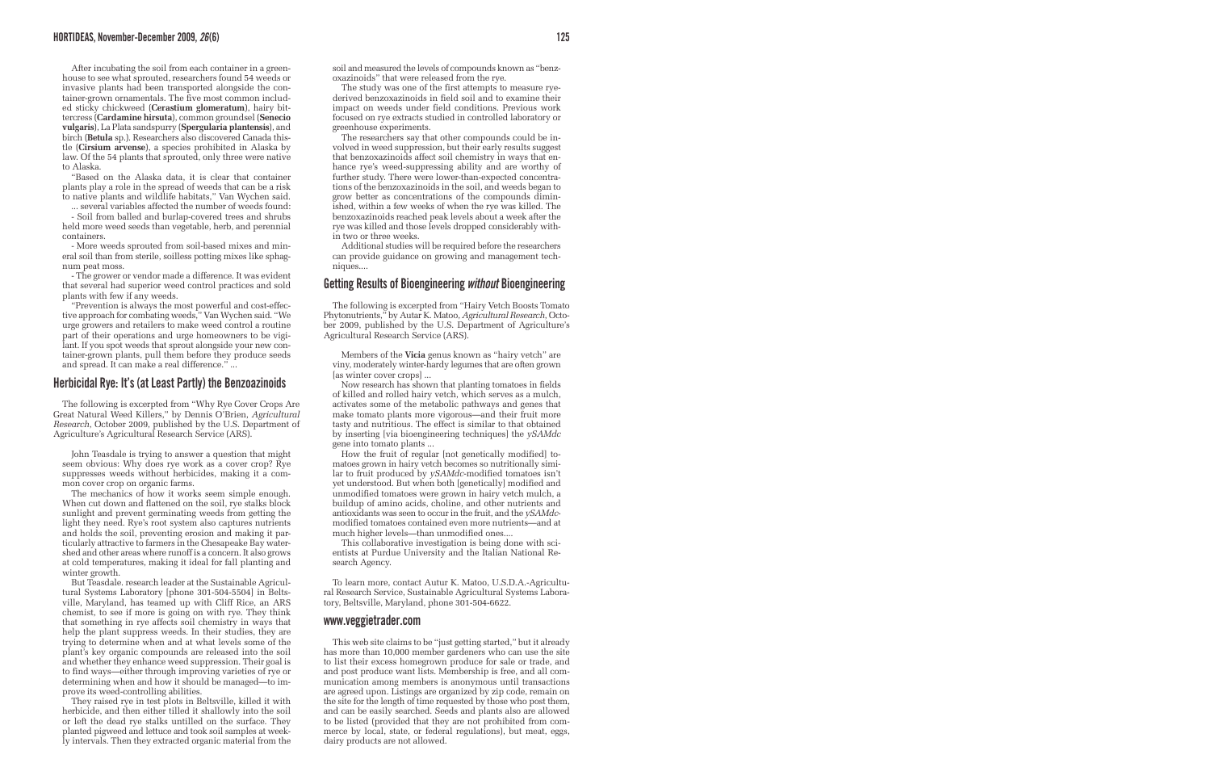After incubating the soil from each container in a greenhouse to see what sprouted, researchers found 54 weeds or invasive plants had been transported alongside the container-grown ornamentals. The five most common included sticky chickweed (**Cerastium glomeratum**), hairy bittercress (**Cardamine hirsuta**), common groundsel (**Senecio vulgaris**), La Plata sandspurry (**Spergularia plantensis**), and birch (**Betula** sp.). Researchers also discovered Canada thistle (**Cirsium arvense**), a species prohibited in Alaska by law. Of the 54 plants that sprouted, only three were native to Alaska.

"Based on the Alaska data, it is clear that container plants play a role in the spread of weeds that can be a risk to native plants and wildlife habitats," Van Wychen said.

... several variables affected the number of weeds found:

- Soil from balled and burlap-covered trees and shrubs held more weed seeds than vegetable, herb, and perennial containers.

- More weeds sprouted from soil-based mixes and mineral soil than from sterile, soilless potting mixes like sphagnum peat moss.

- The grower or vendor made a difference. It was evident that several had superior weed control practices and sold plants with few if any weeds.

"Prevention is always the most powerful and cost-effective approach for combating weeds," Van Wychen said. "We urge growers and retailers to make weed control a routine part of their operations and urge homeowners to be vigilant. If you spot weeds that sprout alongside your new container-grown plants, pull them before they produce seeds and spread. It can make a real difference." ...

## Herbicidal Rye: It's (at Least Partly) the Benzoazinoids

The following is excerpted from "Why Rye Cover Crops Are Great Natural Weed Killers," by Dennis O'Brien, *Agricultural Research*, October 2009, published by the U.S. Department of Agriculture's Agricultural Research Service (ARS).

John Teasdale is trying to answer a question that might seem obvious: Why does rye work as a cover crop? Rye suppresses weeds without herbicides, making it a common cover crop on organic farms.

The mechanics of how it works seem simple enough. When cut down and flattened on the soil, rye stalks block sunlight and prevent germinating weeds from getting the light they need. Rye's root system also captures nutrients and holds the soil, preventing erosion and making it particularly attractive to farmers in the Chesapeake Bay watershed and other areas where runoff is a concern. It also grows at cold temperatures, making it ideal for fall planting and winter growth.

But Teasdale. research leader at the Sustainable Agricultural Systems Laboratory [phone 301-504-5504] in Beltsville, Maryland, has teamed up with Cliff Rice, an ARS chemist, to see if more is going on with rye. They think that something in rye affects soil chemistry in ways that help the plant suppress weeds. In their studies, they are trying to determine when and at what levels some of the plant's key organic compounds are released into the soil and whether they enhance weed suppression. Their goal is to find ways—either through improving varieties of rye or determining when and how it should be managed—to improve its weed-controlling abilities.

They raised rye in test plots in Beltsville, killed it with herbicide, and then either tilled it shallowly into the soil or left the dead rye stalks untilled on the surface. They planted pigweed and lettuce and took soil samples at weekly intervals. Then they extracted organic material from the soil and measured the levels of compounds known as "benzoxazinoids" that were released from the rye.

The study was one of the first attempts to measure rye-derived benzoxazinoids in field soil and to examine their impact on weeds under field conditions. Previous work focused on rye extracts studied in controlled laboratory or greenhouse experiments.

The researchers say that other compounds could be involved in weed suppression, but their early results suggest that benzoxazinoids affect soil chemistry in ways that enhance rye's weed-suppressing ability and are worthy of further study. There were lower-than-expected concentrations of the benzoxazinoids in the soil, and weeds began to grow better as concentrations of the compounds diminished, within a few weeks of when the rye was killed. The benzoxazinoids reached peak levels about a week after the rye was killed and those levels dropped considerably within two or three weeks.

Additional studies will be required before the researchers can provide guidance on growing and management techniques....

## Getting Results of Bioengineering *without* Bioengineering

The following is excerpted from "Hairy Vetch Boosts Tomato Phytonutrients," by Autar K. Matoo, *Agricultural Research*, October 2009, published by the U.S. Department of Agriculture's Agricultural Research Service (ARS).

Members of the **Vicia** genus known as "hairy vetch" are viny, moderately winter-hardy legumes that are often grown [as winter cover crops] ...

Now research has shown that planting tomatoes in fields of killed and rolled hairy vetch, which serves as a mulch, activates some of the metabolic pathways and genes that make tomato plants more vigorous—and their fruit more tasty and nutritious. The effect is similar to that obtained by inserting [via bioengineering techniques] the *ySAMdc* gene into tomato plants ...

How the fruit of regular [not genetically modified] tomatoes grown in hairy vetch becomes so nutritionally similar to fruit produced by *ySAMdc*-modified tomatoes isn't yet understood. But when both [genetically] modified and unmodified tomatoes were grown in hairy vetch mulch, a buildup of amino acids, choline, and other nutrients and antioxidants was seen to occur in the fruit, and the *ySAMdc*-modified tomatoes contained even more nutrients—and at much higher levels—than unmodified ones....

This collaborative investigation is being done with scientists at Purdue University and the Italian National Research Agency.

To learn more, contact Autur K. Matoo, U.S.D.A.-Agricultural Research Service, Sustainable Agricultural Systems Laboratory, Beltsville, Maryland, phone 301-504-6622.

## www.veggietrader.com

This web site claims to be "just getting started," but it already has more than 10,000 member gardeners who can use the site to list their excess homegrown produce for sale or trade, and and post produce want lists. Membership is free, and all communication among members is anonymous until transactions are agreed upon. Listings are organized by zip code, remain on the site for the length of time requested by those who post them, and can be easily searched. Seeds and plants also are allowed to be listed (provided that they are not prohibited from commerce by local, state, or federal regulations), but meat, eggs, dairy products are not allowed.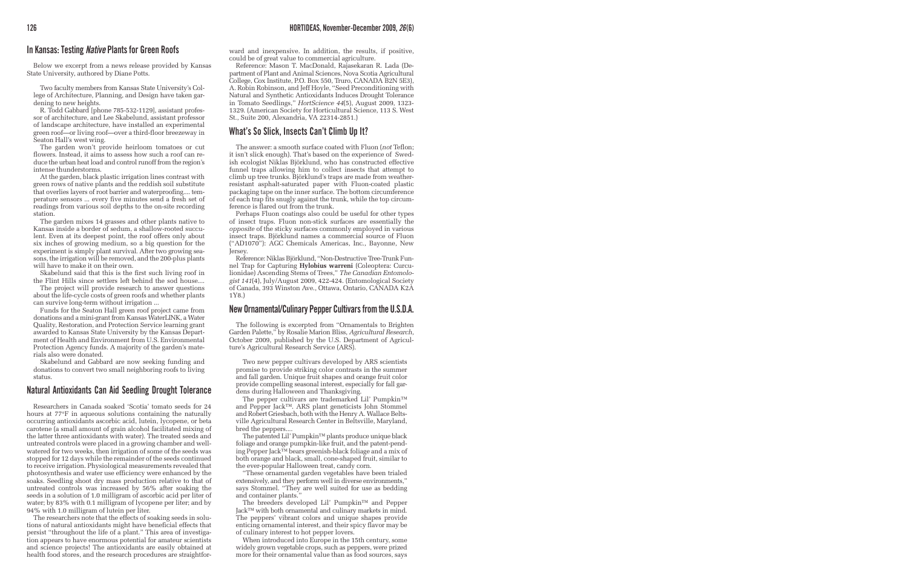## In Kansas: Testing *Native* Plants for Green Roofs

Below we excerpt from a news release provided by Kansas State University, authored by Diane Potts.

Two faculty members from Kansas State University's College of Architecture, Planning, and Design have taken gardening to new heights.

R. Todd Gabbard [phone 785-532-1129], assistant professor of architecture, and Lee Skabelund, assistant professor of landscape architecture, have installed an experimental green roof—or living roof—over a third-floor breezeway in Seaton Hall's west wing.

The garden won't provide heirloom tomatoes or cut flowers. Instead, it aims to assess how such a roof can reduce the urban heat load and control runoff from the region's intense thunderstorms.

At the garden, black plastic irrigation lines contrast with green rows of native plants and the reddish soil substitute that overlies layers of root barrier and waterproofing.... temperature sensors ... every five minutes send a fresh set of readings from various soil depths to the on-site recording station.

The garden mixes 14 grasses and other plants native to Kansas inside a border of sedum, a shallow-rooted succulent. Even at its deepest point, the roof offers only about six inches of growing medium, so a big question for the experiment is simply plant survival. After two growing seasons, the irrigation will be removed, and the 200-plus plants will have to make it on their own.

Skabelund said that this is the first such living roof in the Flint Hills since settlers left behind the sod house....

The project will provide research to answer questions about the life-cycle costs of green roofs and whether plants can survive long-term without irrigation ...

Funds for the Seaton Hall green roof project came from donations and a mini-grant from Kansas WaterLINK, a Water Quality, Restoration, and Protection Service learning grant awarded to Kansas State University by the Kansas Department of Health and Environment from U.S. Environmental Protection Agency funds. A majority of the garden's materials also were donated.

Skabelund and Gabbard are now seeking funding and donations to convert two small neighboring roofs to living status.

## Natural Antioxidants Can Aid Seedling Drought Tolerance

Researchers in Canada soaked 'Scotia' tomato seeds for 24 hours at 77°F in aqueous solutions containing the naturally occurring antioxidants ascorbic acid, lutein, lycopene, or beta carotene (a small amount of grain alcohol facilitated mixing of the latter three antioxidants with water). The treated seeds and untreated controls were placed in a growing chamber and well-watered for two weeks, then irrigation of some of the seeds was stopped for 12 days while the remainder of the seeds continued to receive irrigation. Physiological measurements revealed that photosynthesis and water use efficiency were enhanced by the soaks. Seedling shoot dry mass production relative to that of untreated controls was increased by 56% after soaking the seeds in a solution of 1.0 milligram of ascorbic acid per liter of water; by 83% with 0.1 milligram of lycopene per liter; and by 94% with 1.0 milligram of lutein per liter.

The researchers note that the effects of soaking seeds in solutions of natural antioxidants might have beneficial effects that persist "throughout the life of a plant." This area of investigation appears to have enormous potential for amateur scientists and science projects! The antioxidants are easily obtained at health food stores, and the research procedures are straightforward and inexpensive. In addition, the results, if positive, could be of great value to commercial agriculture.

Reference: Mason T. MacDonald, Rajasekaran R. Lada (Department of Plant and Animal Sciences, Nova Scotia Agricultural College, Cox Institute, P.O. Box 550, Truro, CANADA B2N 5E3), A. Robin Robinson, and Jeff Hoyle, "Seed Preconditioning with Natural and Synthetic Antioxidants Induces Drought Tolerance in Tomato Seedlings," *HortScience 44*(5), August 2009, 1323-1329. (American Society for Horticultural Science, 113 S. West St., Suite 200, Alexandria, VA 22314-2851.)

## What's So Slick, Insects Can't Climb Up It?

The answer: a smooth surface coated with Fluon (*not* Teflon; it isn't slick enough). That's based on the experience of Swedish ecologist Niklas Björklund, who has constructed effective funnel traps allowing him to collect insects that attempt to climb up tree trunks. Björklund's traps are made from weather-resistant asphalt-saturated paper with Fluon-coated plastic packaging tape on the inner surface. The bottom circumference of each trap fits snugly against the trunk, while the top circumference is flared out from the trunk.

Perhaps Fluon coatings also could be useful for other types of insect traps. Fluon non-stick surfaces are essentially the *opposite* of the sticky surfaces commonly employed in various insect traps. Björklund names a commercial source of Fluon ("AD1070"): AGC Chemicals Americas, Inc., Bayonne, New Jersey.

Reference: Niklas Björklund, "Non-Destructive Tree-Trunk Funnel Trap for Capturing **Hylobius warreni** (Coleoptera: Curculionidae) Ascending Stems of Trees," *The Canadian Entomologist 141*(4), July/August 2009, 422-424. (Entomological Society of Canada, 393 Winston Ave., Ottawa, Ontario, CANADA K2A 1Y8.)

## New Ornamental/Culinary Pepper Cultivars from the U.S.D.A.

The following is excerpted from "Ornamentals to Brighten Garden Palette," by Rosalie Marion Bliss, *Agricultural Research*, October 2009, published by the U.S. Department of Agriculture's Agricultural Research Service (ARS).

Two new pepper cultivars developed by ARS scientists promise to provide striking color contrasts in the summer and fall garden. Unique fruit shapes and orange fruit color provide compelling seasonal interest, especially for fall gardens during Halloween and Thanksgiving.

The pepper cultivars are trademarked Lil' Pumpkin™ and Pepper Jack™. ARS plant geneticists John Stommel and Robert Griesbach, both with the Henry A. Wallace Beltsville Agricultural Research Center in Beltsville, Maryland, bred the peppers....

The patented Lil' Pumpkin™ plants produce unique black foliage and orange pumpkin-like fruit, and the patent-pending Pepper Jack™ bears greenish-black foliage and a mix of both orange and black, small, cone-shaped fruit, similar to the ever-popular Halloween treat, candy corn.

"These ornamental garden vegetables have been trialed extensively, and they perform well in diverse environments," says Stommel. "They are well suited for use as bedding and container plants."

The breeders developed Lil' Pumpkin™ and Pepper Jack™ with both ornamental and culinary markets in mind. The peppers' vibrant colors and unique shapes provide enticing ornamental interest, and their spicy flavor may be of culinary interest to hot pepper lovers.

When introduced into Europe in the 15th century, some widely grown vegetable crops, such as peppers, were prized more for their ornamental value than as food sources, says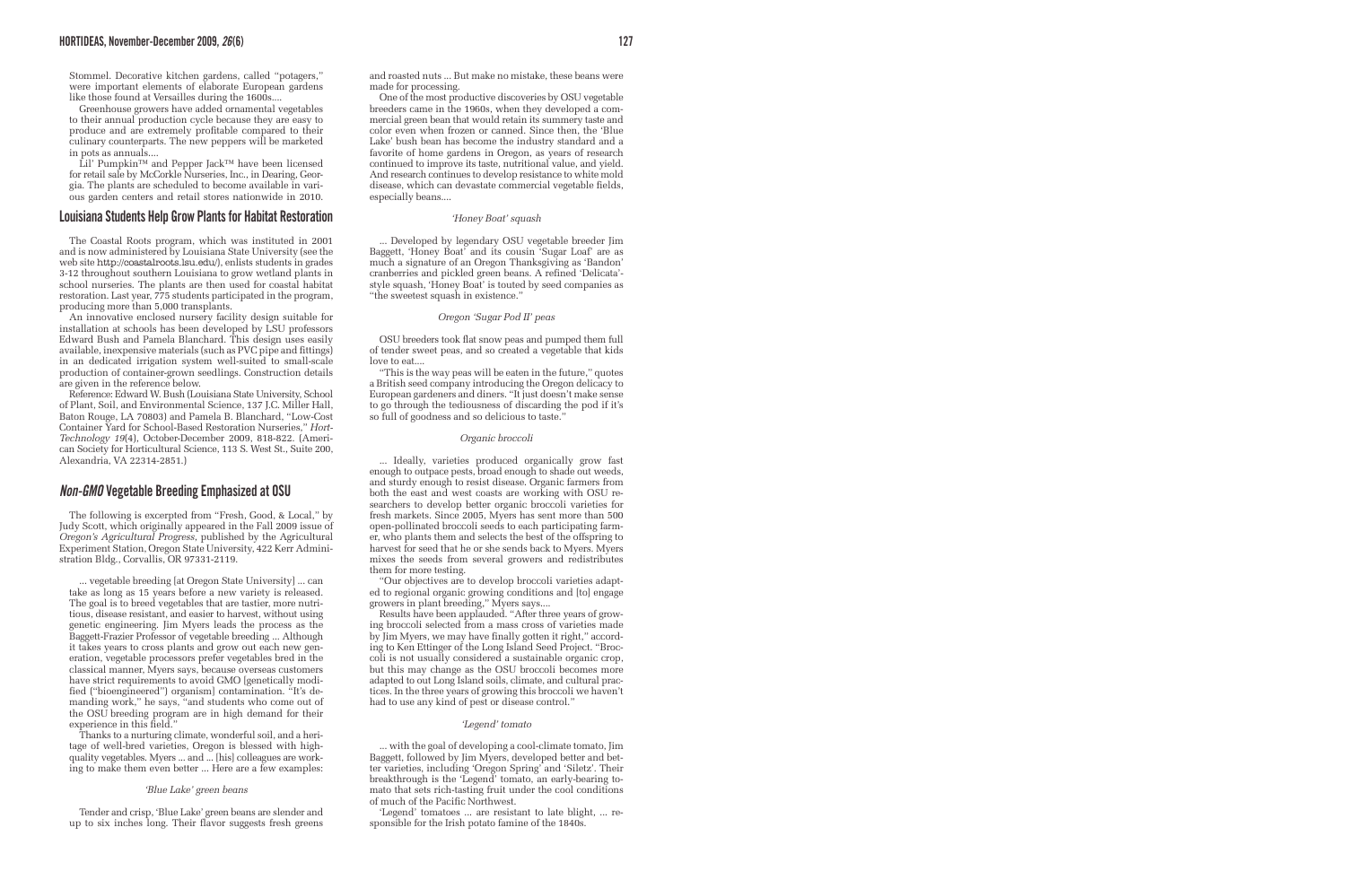Stommel. Decorative kitchen gardens, called "potagers," were important elements of elaborate European gardens like those found at Versailles during the 1600s....

Greenhouse growers have added ornamental vegetables to their annual production cycle because they are easy to produce and are extremely profitable compared to their culinary counterparts. The new peppers will be marketed in pots as annuals....

Lil' Pumpkin™ and Pepper Jack™ have been licensed for retail sale by McCorkle Nurseries, Inc., in Dearing, Georgia. The plants are scheduled to become available in various garden centers and retail stores nationwide in 2010.

## Louisiana Students Help Grow Plants for Habitat Restoration

The Coastal Roots program, which was instituted in 2001 and is now administered by Louisiana State University (see the web site http://coastalroots.lsu.edu/), enlists students in grades 3-12 throughout southern Louisiana to grow wetland plants in school nurseries. The plants are then used for coastal habitat restoration. Last year, 775 students participated in the program, producing more than 5,000 transplants.

An innovative enclosed nursery facility design suitable for installation at schools has been developed by LSU professors Edward Bush and Pamela Blanchard. This design uses easily available, inexpensive materials (such as PVC pipe and fittings) in an dedicated irrigation system well-suited to small-scale production of container-grown seedlings. Construction details are given in the reference below.

Reference: Edward W. Bush (Louisiana State University, School of Plant, Soil, and Environmental Science, 137 J.C. Miller Hall, Baton Rouge, LA 70803) and Pamela B. Blanchard, "Low-Cost Container Yard for School-Based Restoration Nurseries," *HortTechnology 19*(4), October-December 2009, 818-822. (American Society for Horticultural Science, 113 S. West St., Suite 200, Alexandria, VA 22314-2851.)

## *Non-GMO* Vegetable Breeding Emphasized at OSU

The following is excerpted from "Fresh, Good, & Local," by Judy Scott, which originally appeared in the Fall 2009 issue of *Oregon's Agricultural Progress*, published by the Agricultural Experiment Station, Oregon State University, 422 Kerr Administration Bldg., Corvallis, OR 97331-2119.

> ... vegetable breeding [at Oregon State University] ... can take as long as 15 years before a new variety is released. The goal is to breed vegetables that are tastier, more nutritious, disease resistant, and easier to harvest, without using genetic engineering. Jim Myers leads the process as the Baggett-Frazier Professor of vegetable breeding ... Although it takes years to cross plants and grow out each new generation, vegetable processors prefer vegetables bred in the classical manner, Myers says, because overseas customers have strict requirements to avoid GMO [genetically modified ("bioengineered") organism] contamination. "It's demanding work," he says, "and students who come out of the OSU breeding program are in high demand for their experience in this field."
>
> Thanks to a nurturing climate, wonderful soil, and a heritage of well-bred varieties, Oregon is blessed with high-quality vegetables. Myers ... and ... [his] colleagues are working to make them even better ... Here are a few examples:
>
> *'Blue Lake' green beans*
>
> Tender and crisp, 'Blue Lake' green beans are slender and up to six inches long. Their flavor suggests fresh greens and roasted nuts ... But make no mistake, these beans were made for processing.
>
> One of the most productive discoveries by OSU vegetable breeders came in the 1960s, when they developed a commercial green bean that would retain its summery taste and color even when frozen or canned. Since then, the 'Blue Lake' bush bean has become the industry standard and a favorite of home gardens in Oregon, as years of research continued to improve its taste, nutritional value, and yield. And research continues to develop resistance to white mold disease, which can devastate commercial vegetable fields, especially beans....
>
> *'Honey Boat' squash*
>
> ... Developed by legendary OSU vegetable breeder Jim Baggett, 'Honey Boat' and its cousin 'Sugar Loaf' are as much a signature of an Oregon Thanksgiving as 'Bandon' cranberries and pickled green beans. A refined 'Delicata'-style squash, 'Honey Boat' is touted by seed companies as "the sweetest squash in existence."
>
> *Oregon 'Sugar Pod II' peas*
>
> OSU breeders took flat snow peas and pumped them full of tender sweet peas, and so created a vegetable that kids love to eat....
>
> "This is the way peas will be eaten in the future," quotes a British seed company introducing the Oregon delicacy to European gardeners and diners. "It just doesn't make sense to go through the tediousness of discarding the pod if it's so full of goodness and so delicious to taste."
>
> *Organic broccoli*
>
> ... Ideally, varieties produced organically grow fast enough to outpace pests, broad enough to shade out weeds, and sturdy enough to resist disease. Organic farmers from both the east and west coasts are working with OSU researchers to develop better organic broccoli varieties for fresh markets. Since 2005, Myers has sent more than 500 open-pollinated broccoli seeds to each participating farmer, who plants them and selects the best of the offspring to harvest for seed that he or she sends back to Myers. Myers mixes the seeds from several growers and redistributes them for more testing.
>
> "Our objectives are to develop broccoli varieties adapted to regional organic growing conditions and [to] engage growers in plant breeding," Myers says....
>
> Results have been applauded. "After three years of growing broccoli selected from a mass cross of varieties made by Jim Myers, we may have finally gotten it right," according to Ken Ettinger of the Long Island Seed Project. "Broccoli is not usually considered a sustainable organic crop, but this may change as the OSU broccoli becomes more adapted to out Long Island soils, climate, and cultural practices. In the three years of growing this broccoli we haven't had to use any kind of pest or disease control."
>
> *'Legend' tomato*
>
> ... with the goal of developing a cool-climate tomato, Jim Baggett, followed by Jim Myers, developed better and better varieties, including 'Oregon Spring' and 'Siletz'. Their breakthrough is the 'Legend' tomato, an early-bearing tomato that sets rich-tasting fruit under the cool conditions of much of the Pacific Northwest.
>
> 'Legend' tomatoes ... are resistant to late blight, ... responsible for the Irish potato famine of the 1840s.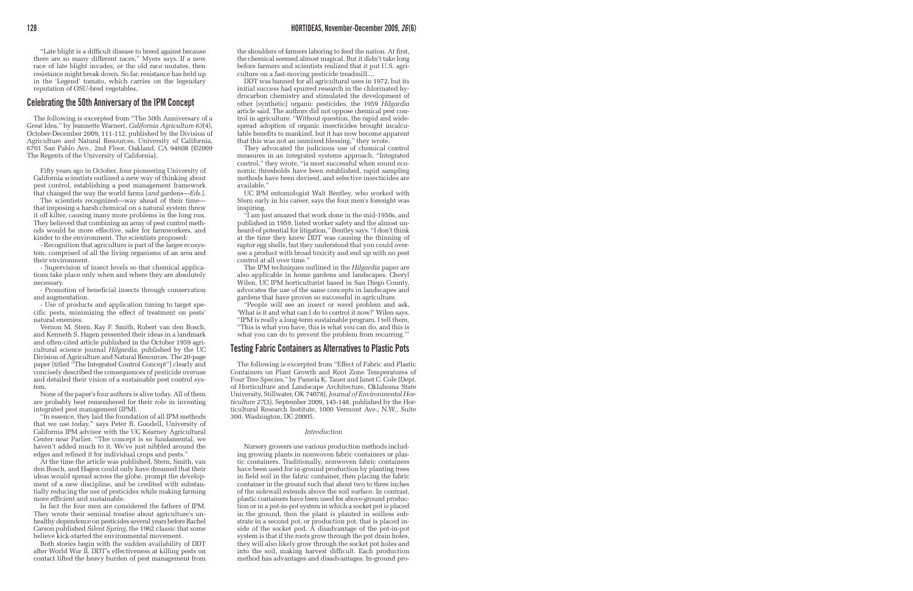"Late blight is a difficult disease to breed against because there are so many different races," Myers says. If a new race of late blight invades, or the old race mutates, then resistance might break down. So far, resistance has held up in the 'Legend' tomato, which carries on the legendary reputation of OSU-bred vegetables.

## Celebrating the 50th Anniversary of the IPM Concept

The following is excerpted from "The 50th Anniversary of a Great Idea," by Jeannette Warnert, *California Agriculture 63*(4), October-December 2009, 111-112, published by the Division of Agriculture and Natural Resources, University of California, 6701 San Pablo Ave., 2nd Floor, Oakland, CA 94608 (©2009 The Regents of the University of California).

Fifty years ago in October, four pioneering University of California scientists outlined a new way of thinking about pest control, establishing a pest management framework that changed the way the world farms [*and* gardens—*Eds.*].

The scientists recognized—way ahead of their time—that imposing a harsh chemical on a natural system threw it off kilter, causing many more problems in the long run. They believed that combining an array of pest control methods would be more effective, safer for farmworkers, and kinder to the environment. The scientists proposed:

- Recognition that agriculture is part of the larger ecosystem, comprised of all the living organisms of an area and their environment.
- Supervision of insect levels so that chemical applications take place only when and where they are absolutely necessary.
- Promotion of beneficial insects through conservation and augmentation.
- Use of products and application timing to target specific pests, minimizing the effect of treatment on pests' natural enemies.

Vernon M. Stern, Ray F. Smith, Robert van den Bosch, and Kenneth S. Hagen presented their ideas in a landmark and often-cited article published in the October 1959 agricultural science journal *Hilgardia*, published by the UC Division of Agriculture and Natural Resources. The 20-page paper [titled "The Integrated Control Concept"] clearly and concisely described the consequences of pesticide overuse and detailed their vision of a sustainable pest control system.

None of the paper's four authors is alive today. All of them are probably best remembered for their role in inventing integrated pest management (IPM).

"In essence, they laid the foundation of all IPM methods that we use today," says Peter B. Goodell, University of California IPM advisor with the UC Kearney Agricultural Center near Parlier. "The concept is so fundamental, we haven't added much to it. We've just nibbled around the edges and refined it for individual crops and pests."

At the time the article was published, Stern, Smith, van den Bosch, and Hagen could only have dreamed that their ideas would spread across the globe, prompt the development of a new discipline, and be credited with substantially reducing the use of pesticides while making farming more efficient and sustainable.

In fact the four men are considered the fathers of IPM. They wrote their seminal treatise about agriculture's unhealthy dependence on pesticides several years before Rachel Carson published *Silent Spring*, the 1962 classic that some believe kick-started the environmental movement.

Both stories begin with the sudden availability of DDT after World War II. DDT's effectiveness at killing pests on contact lifted the heavy burden of pest management from the shoulders of farmers laboring to feed the nation. At first, the chemical seemed almost magical. But it didn't take long before farmers and scientists realized that it put U.S. agriculture on a fast-moving pesticide treadmill....

DDT was banned for all agricultural uses in 1972, but its initial success had spurred research in the chlorinated hydrocarbon chemistry and stimulated the development of other [synthetic] organic pesticides, the 1959 *Hilgardia* article said. The authors did not oppose chemical pest control in agriculture. "Without question, the rapid and widespread adoption of organic insecticides brought incalculable benefits to mankind, but it has now become apparent that this was not an unmixed blessing," they wrote.

They advocated the judicious use of chemical control measures in an integrated systems approach. "Integrated control," they wrote, "is most successful when sound economic thresholds have been established, rapid sampling methods have been devised, and selective insecticides are available."

UC IPM entomologist Walt Bentley, who worked with Stern early in his career, says the four men's foresight was inspiring.

"I am just amazed that work done in the mid-1950s, and published in 1959, listed worker safety and the almost unheard-of potential for litigation," Bentley says. "I don't think at the time they knew DDT was causing the thinning of raptor egg shells, but they understood that you could overuse a product with broad toxicity and end up with no pest control at all over time."

The IPM techniques outlined in the *Hilgardia* paper are also applicable in home gardens and landscapes. Cheryl Wilen, UC IPM horticulturist based in San Diego County, advocates the use of the same concepts in landscapes and gardens that have proven so successful in agriculture.

"People will see an insect or weed problem and ask, 'What is it and what can I do to control it now?' Wilen says. "IPM is really a long-term sustainable program. I tell them, "This is what you have, this is what you can do, and this is what you can do to prevent the problem from recurring.'"

## Testing Fabric Containers as Alternatives to Plastic Pots

The following is excerpted from "Effect of Fabric and Plastic Containers on Plant Growth and Root Zone Temperatures of Four Tree Species," by Pamela K. Tauer and Janet C. Cole (Dept. of Horticulture and Landscape Architecture, Oklahoma State University, Stillwater, OK 74078), *Journal of Environmental Horticulture 27*(3), September 2009, 145-148, published by the Horticultural Research Institute, 1000 Vermont Ave., N.W., Suite 300, Washington, DC 20005.

### *Introduction*

Nursery growers use various production methods including growing plants in nonwoven fabric containers or plastic containers. Traditionally, nonwoven fabric containers have been used for in-ground production by planting trees in field soil in the fabric container, then placing the fabric container in the ground such that about two to three inches of the sidewall extends above the soil surface. In contrast, plastic containers have been used for above-ground production or in a pot-in-pot system in which a socket pot is placed in the ground, then the plant is planted in soilless substrate in a second pot, or production pot, that is placed inside of the socket pod. A disadvantage of the pot-in-pot system is that if the roots grow through the pot drain holes, they will also likely grow through the socket pot holes and into the soil, making harvest difficult. Each production method has advantages and disadvantages. In-ground pro-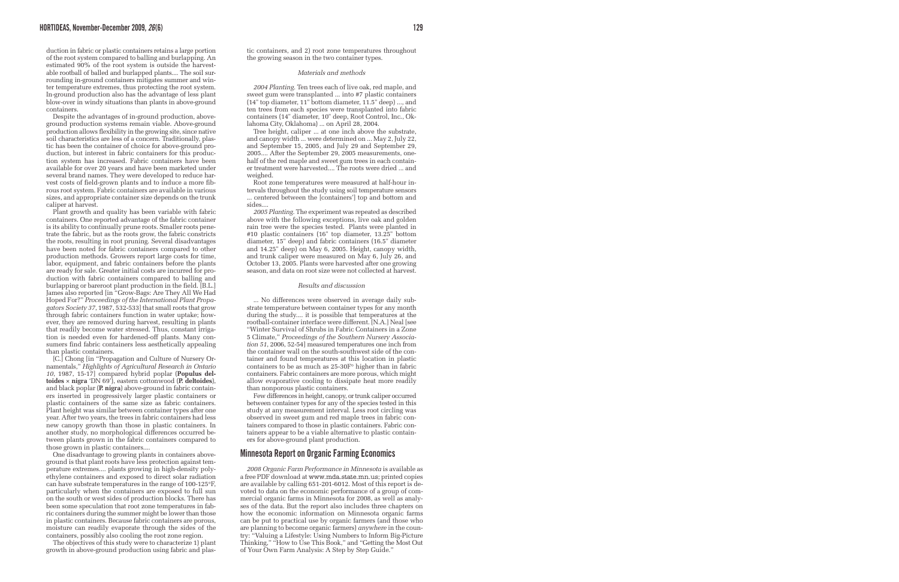duction in fabric or plastic containers retains a large portion of the root system compared to balling and burlapping. An estimated 90% of the root system is outside the harvestable rootball of balled and burlapped plants.... The soil surrounding in-ground containers mitigates summer and winter temperature extremes, thus protecting the root system. In-ground production also has the advantage of less plant blow-over in windy situations than plants in above-ground containers.

Despite the advantages of in-ground production, above-ground production systems remain viable. Above-ground production allows flexibility in the growing site, since native soil characteristics are less of a concern. Traditionally, plastic has been the container of choice for above-ground production, but interest in fabric containers for this production system has increased. Fabric containers have been available for over 20 years and have been marketed under several brand names. They were developed to reduce harvest costs of field-grown plants and to induce a more fibrous root system. Fabric containers are available in various sizes, and appropriate container size depends on the trunk caliper at harvest.

Plant growth and quality has been variable with fabric containers. One reported advantage of the fabric container is its ability to continually prune roots. Smaller roots penetrate the fabric, but as the roots grow, the fabric constricts the roots, resulting in root pruning. Several disadvantages have been noted for fabric containers compared to other production methods. Growers report large costs for time, labor, equipment, and fabric containers before the plants are ready for sale. Greater initial costs are incurred for production with fabric containers compared to balling and burlapping or bareroot plant production in the field. [B.L.] James also reported [in "Grow-Bags: Are They All We Had Hoped For?" *Proceedings of the International Plant Propagators Society 37*, 1987, 532-533] that small roots that grow through fabric containers function in water uptake; however, they are removed during harvest, resulting in plants that readily become water stressed. Thus, constant irrigation is needed even for hardened-off plants. Many consumers find fabric containers less aesthetically appealing than plastic containers.

[C.] Chong [in "Propagation and Culture of Nursery Ornamentals," *Highlights of Agricultural Research in Ontario 10*, 1987, 15-17] compared hybrid poplar (**Populus deltoides × nigra** 'DN 69'), eastern cottonwood (**P. deltoides**), and black poplar (**P. nigra**) above-ground in fabric containers inserted in progressively larger plastic containers or plastic containers of the same size as fabric containers. Plant height was similar between container types after one year. After two years, the trees in fabric containers had less new canopy growth than those in plastic containers. In another study, no morphological differences occurred between plants grown in the fabric containers compared to those grown in plastic containers....

One disadvantage to growing plants in containers above-ground is that plant roots have less protection against temperature extremes.... plants growing in high-density polyethylene containers and exposed to direct solar radiation can have substrate temperatures in the range of 100-125°F, particularly when the containers are exposed to full sun on the south or west sides of production blocks. There has been some speculation that root zone temperatures in fabric containers during the summer might be lower than those in plastic containers. Because fabric containers are porous, moisture can readily evaporate through the sides of the containers, possibly also cooling the root zone region.

The objectives of this study were to characterize 1) plant growth in above-ground production using fabric and plastic containers, and 2) root zone temperatures throughout the growing season in the two container types.

*Materials and methods*

*2004 Planting.* Ten trees each of live oak, red maple, and sweet gum were transplanted ... into #7 plastic containers (14" top diameter, 11" bottom diameter, 11.5" deep) ..., and ten trees from each species were transplanted into fabric containers (14" diameter, 10" deep, Root Control, Inc., Oklahoma City, Oklahoma) ... on April 28, 2004.

Tree height, caliper ... at one inch above the substrate, and canopy width ... were determined on ... May 2, July 22, and September 15, 2005, and July 29 and September 29, 2005.... After the September 29, 2005 measurements, one-half of the red maple and sweet gum trees in each container treatment were harvested.... The roots were dried ... and weighed.

Root zone temperatures were measured at half-hour intervals throughout the study using soil temperature sensors ... centered between the [containers'] top and bottom and sides....

*2005 Planting.* The experiment was repeated as described above with the following exceptions, live oak and golden rain tree were the species tested. Plants were planted in #10 plastic containers (16" top diameter, 13.25" bottom diameter, 15" deep) and fabric containers (16.5" diameter and 14.25" deep) on May 6, 2005. Height, canopy width, and trunk caliper were measured on May 6, July 26, and October 13, 2005. Plants were harvested after one growing season, and data on root size were not collected at harvest.

*Results and discussion*

... No differences were observed in average daily substrate temperature between container types for any month during the study.... it is possible that temperatures at the rootball-container interface were different. [N.A.] Neal [see "Winter Survival of Shrubs in Fabric Containers in a Zone 5 Climate," *Proceedings of the Southern Nursery Association 51*, 2006, 52-54] measured temperatures one inch from the container wall on the south-southwest side of the container and found temperatures at this location in plastic containers to be as much as 25-30F° higher than in fabric containers. Fabric containers are more porous, which might allow evaporative cooling to dissipate heat more readily than nonporous plastic containers.

Few differences in height, canopy, or trunk caliper occurred between container types for any of the species tested in this study at any measurement interval. Less root circling was observed in sweet gum and red maple trees in fabric containers compared to those in plastic containers. Fabric containers appear to be a viable alternative to plastic containers for above-ground plant production.

## Minnesota Report on Organic Farming Economics

*2008 Organic Farm Performance in Minnesota* is available as a free PDF download at www.mda.state.mn.us; printed copies are available by calling 651-201-6012. Most of this report is devoted to data on the economic performance of a group of commercial organic farms in Minnesota for 2008, as well as analyses of the data. But the report also includes three chapters on how the economic information on Minnesota organic farms can be put to practical use by organic farmers (and those who are planning to become organic farmers) *anywhere* in the country: "Valuing a Lifestyle: Using Numbers to Inform Big-Picture Thinking," "How to Use This Book," and "Getting the Most Out of Your Own Farm Analysis: A Step by Step Guide."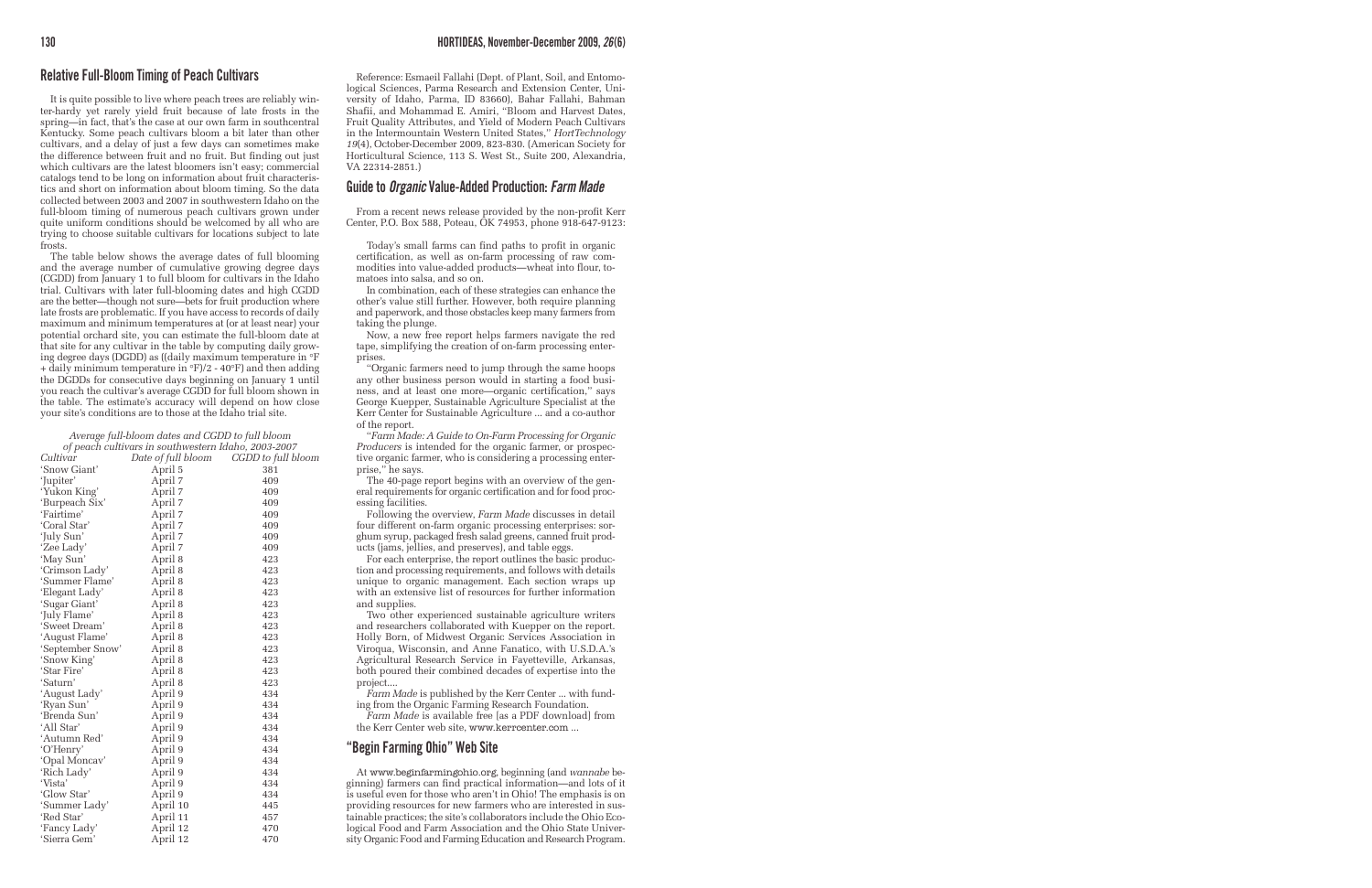## Relative Full-Bloom Timing of Peach Cultivars

It is quite possible to live where peach trees are reliably winter-hardy yet rarely yield fruit because of late frosts in the spring—in fact, that's the case at our own farm in southcentral Kentucky. Some peach cultivars bloom a bit later than other cultivars, and a delay of just a few days can sometimes make the difference between fruit and no fruit. But finding out just which cultivars are the latest bloomers isn't easy; commercial catalogs tend to be long on information about fruit characteristics and short on information about bloom timing. So the data collected between 2003 and 2007 in southwestern Idaho on the full-bloom timing of numerous peach cultivars grown under quite uniform conditions should be welcomed by all who are trying to choose suitable cultivars for locations subject to late frosts.

The table below shows the average dates of full blooming and the average number of cumulative growing degree days (CGDD) from January 1 to full bloom for cultivars in the Idaho trial. Cultivars with later full-blooming dates and high CGDD are the better—though not sure—bets for fruit production where late frosts are problematic. If you have access to records of daily maximum and minimum temperatures at (or at least near) your potential orchard site, you can estimate the full-bloom date at that site for any cultivar in the table by computing daily growing degree days (DGDD) as ((daily maximum temperature in °F + daily minimum temperature in °F)/2 - 40°F) and then adding the DGDDs for consecutive days beginning on January 1 until you reach the cultivar's average CGDD for full bloom shown in the table. The estimate's accuracy will depend on how close your site's conditions are to those at the Idaho trial site.

*Average full-bloom dates and CGDD to full bloom of peach cultivars in southwestern Idaho, 2003-2007*

| *Cultivar* | *Date of full bloom* | *CGDD to full bloom* |
|---|---|---|
| 'Snow Giant' | April 5 | 381 |
| 'Jupiter' | April 7 | 409 |
| 'Yukon King' | April 7 | 409 |
| 'Burpeach Six' | April 7 | 409 |
| 'Fairtime' | April 7 | 409 |
| 'Coral Star' | April 7 | 409 |
| 'July Sun' | April 7 | 409 |
| 'Zee Lady' | April 7 | 409 |
| 'May Sun' | April 8 | 423 |
| 'Crimson Lady' | April 8 | 423 |
| 'Summer Flame' | April 8 | 423 |
| 'Elegant Lady' | April 8 | 423 |
| 'Sugar Giant' | April 8 | 423 |
| 'July Flame' | April 8 | 423 |
| 'Sweet Dream' | April 8 | 423 |
| 'August Flame' | April 8 | 423 |
| 'September Snow' | April 8 | 423 |
| 'Snow King' | April 8 | 423 |
| 'Star Fire' | April 8 | 423 |
| 'Saturn' | April 8 | 423 |
| 'August Lady' | April 9 | 434 |
| 'Ryan Sun' | April 9 | 434 |
| 'Brenda Sun' | April 9 | 434 |
| 'All Star' | April 9 | 434 |
| 'Autumn Red' | April 9 | 434 |
| 'O'Henry' | April 9 | 434 |
| 'Opal Moncav' | April 9 | 434 |
| 'Rich Lady' | April 9 | 434 |
| 'Vista' | April 9 | 434 |
| 'Glow Star' | April 9 | 434 |
| 'Summer Lady' | April 10 | 445 |
| 'Red Star' | April 11 | 457 |
| 'Fancy Lady' | April 12 | 470 |
| 'Sierra Gem' | April 12 | 470 |

Reference: Esmaeil Fallahi (Dept. of Plant, Soil, and Entomological Sciences, Parma Research and Extension Center, University of Idaho, Parma, ID 83660), Bahar Fallahi, Bahman Shafii, and Mohammad E. Amiri, "Bloom and Harvest Dates, Fruit Quality Attributes, and Yield of Modern Peach Cultivars in the Intermountain Western United States," *HortTechnology 19*(4), October-December 2009, 823-830. (American Society for Horticultural Science, 113 S. West St., Suite 200, Alexandria, VA 22314-2851.)

## Guide to *Organic* Value-Added Production: *Farm Made*

From a recent news release provided by the non-profit Kerr Center, P.O. Box 588, Poteau, OK 74953, phone 918-647-9123:

> Today's small farms can find paths to profit in organic certification, as well as on-farm processing of raw commodities into value-added products—wheat into flour, tomatoes into salsa, and so on.
>
> In combination, each of these strategies can enhance the other's value still further. However, both require planning and paperwork, and those obstacles keep many farmers from taking the plunge.
>
> Now, a new free report helps farmers navigate the red tape, simplifying the creation of on-farm processing enterprises.
>
> "Organic farmers need to jump through the same hoops any other business person would in starting a food business, and at least one more—organic certification," says George Kuepper, Sustainable Agriculture Specialist at the Kerr Center for Sustainable Agriculture ... and a co-author of the report.
>
> "*Farm Made: A Guide to On-Farm Processing for Organic Producers* is intended for the organic farmer, or prospective organic farmer, who is considering a processing enterprise," he says.
>
> The 40-page report begins with an overview of the general requirements for organic certification and for food processing facilities.
>
> Following the overview, *Farm Made* discusses in detail four different on-farm organic processing enterprises: sorghum syrup, packaged fresh salad greens, canned fruit products (jams, jellies, and preserves), and table eggs.
>
> For each enterprise, the report outlines the basic production and processing requirements, and follows with details unique to organic management. Each section wraps up with an extensive list of resources for further information and supplies.
>
> Two other experienced sustainable agriculture writers and researchers collaborated with Kuepper on the report. Holly Born, of Midwest Organic Services Association in Viroqua, Wisconsin, and Anne Fanatico, with U.S.D.A.'s Agricultural Research Service in Fayetteville, Arkansas, both poured their combined decades of expertise into the project....
>
> *Farm Made* is published by the Kerr Center ... with funding from the Organic Farming Research Foundation.
>
> *Farm Made* is available free (as a PDF download) from the Kerr Center web site, www.kerrcenter.com ...

## "Begin Farming Ohio" Web Site

At www.beginfarmingohio.org, beginning (and *wannabe* beginning) farmers can find practical information—and lots of it is useful even for those who aren't in Ohio! The emphasis is on providing resources for new farmers who are interested in sustainable practices; the site's collaborators include the Ohio Ecological Food and Farm Association and the Ohio State University Organic Food and Farming Education and Research Program.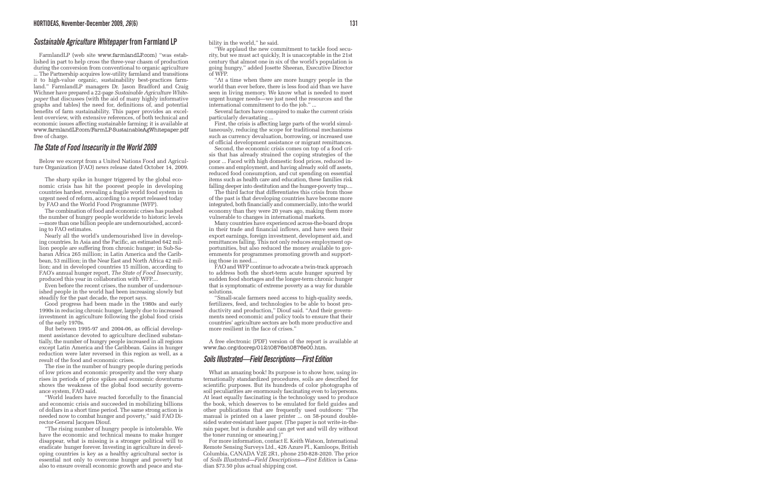## *Sustainable Agriculture Whitepaper* from Farmland LP

FarmlandLP (web site www.farmlandLP.com) "was established in part to help cross the three-year chasm of production during the conversion from conventional to organic agriculture ... The Partnership acquires low-utility farmland and transitions it to high-value organic, sustainability best-practices farmland." FarmlandLP managers Dr. Jason Bradford and Craig Wichner have prepared a 22-page *Sustainable Agriculture Whitepaper* that discusses (with the aid of many highly informative graphs and tables) the need for, definitions of, and potential benefits of farm sustainability. This paper provides an excellent overview, with extensive references, of both technical and economic issues affecting sustainable farming; it is available at www.farmlandLP.com/FarmLP-SustainableAgWhitepaper.pdf free of charge.

## *The State of Food Insecurity in the World 2009*

Below we excerpt from a United Nations Food and Agriculture Organization (FAO) news release dated October 14, 2009.

The sharp spike in hunger triggered by the global economic crisis has hit the poorest people in developing countries hardest, revealing a fragile world food system in urgent need of reform, according to a report released today by FAO and the World Food Programme (WFP).

The combination of food and economic crises has pushed the number of hungry people worldwide to historic levels —more than one billion people are undernourished, according to FAO estimates.

Nearly all the world's undernourished live in developing countries. In Asia and the Pacific, an estimated 642 million people are suffering from chronic hunger; in Sub-Saharan Africa 265 million; in Latin America and the Caribbean, 53 million; in the Near East and North Africa 42 million; and in developed countries 15 million, according to FAO's annual hunger report, *The State of Food Insecurity*, produced this year in collaboration with WFP....

Even before the recent crises, the number of undernourished people in the world had been increasing slowly but steadily for the past decade, the report says.

Good progress had been made in the 1980s and early 1990s in reducing chronic hunger, largely due to increased investment in agriculture following the global food crisis of the early 1970s.

But between 1995-97 and 2004-06, as official development assistance devoted to agriculture declined substantially, the number of hungry people increased in all regions except Latin America and the Caribbean. Gains in hunger reduction were later reversed in this region as well, as a result of the food and economic crises.

The rise in the number of hungry people during periods of low prices and economic prosperity and the very sharp rises in periods of price spikes and economic downturns shows the weakness of the global food security governance system, FAO said.

"World leaders have reacted forcefully to the financial and economic crisis and succeeded in mobilizing billions of dollars in a short time period. The same strong action is needed now to combat hunger and poverty," said FAO Director-General Jacques Diouf.

"The rising number of hungry people is intolerable. We have the economic and technical means to make hunger disappear, what is missing is a stronger political will to eradicate hunger forever. Investing in agriculture in developing countries is key as a healthy agricultural sector is essential not only to overcome hunger and poverty but also to ensure overall economic growth and peace and stability in the world," he said.

"We applaud the new commitment to tackle food security, but we must act quickly, It is unacceptable in the 21st century that almost one in six of the world's population is going hungry," added Josette Sheeran, Executive Director of WFP.

"At a time when there are more hungry people in the world than ever before, there is less food aid than we have seen in living memory. We know what is needed to meet urgent hunger needs—we just need the resources and the international commitment to do the job." ...

Several factors have conspired to make the current crisis particularly devastating ...

First, the crisis is affecting large parts of the world simultaneously, reducing the scope for traditional mechanisms such as currency devaluation, borrowing, or increased use of official development assistance or migrant remittances.

Second, the economic crisis comes on top of a food crisis that has already strained the coping strategies of the poor ... Faced with high domestic food prices, reduced incomes and employment, and having already sold off assets, reduced food consumption, and cut spending on essential items such as health care and education, these families risk falling deeper into destitution and the hunger-poverty trap....

The third factor that differentiates this crisis from those of the past is that developing countries have become more integrated, both financially and commercially, into the world economy than they were 20 years ago, making them more vulnerable to changes in international markets.

Many countries have experienced across-the-board drops in their trade and financial inflows, and have seen their export earnings, foreign investment, development aid, and remittances falling. This not only reduces employment opportunities, but also reduced the money available to governments for programmes promoting growth and supporting those in need....

FAO and WFP continue to advocate a twin-track approach to address both the short-term acute hunger spurred by sudden food shortages and the longer-term chronic hunger that is symptomatic of extreme poverty as a way for durable solutions.

"Small-scale farmers need access to high-quality seeds, fertilizers, feed, and technologies to be able to boost productivity and production," Diouf said. "And their governments need economic and policy tools to ensure that their countries' agriculture sectors are both more productive and more resilient in the face of crises."

A free electronic (PDF) version of the report is available at www.fao.org/docrep/012/i0876e/i0876e00.htm.

## *Soils Illustrated—Field Descriptions—First Edition*

What an amazing book! Its purpose is to show how, using internationally standardized procedures, soils are described for scientific purposes. But its hundreds of color photographs of soil peculiarities are enormously fascinating even to laypersons. At least equally fascinating is the technology used to produce the book, which deserves to be emulated for field guides and other publications that are frequently used outdoors: "The manual is printed on a laser printer ... on 58-pound double-sided water-resistant laser paper. (The paper is not write-in-the-rain paper, but is durable and can get wet and will dry without the toner running or smearing.)"

For more information, contact E. Keith Watson, International Remote Sensing Surveys Ltd., 426 Azure Pl., Kamloops, British Columbia, CANADA V2E 2R1, phone 250-828-2020. The price of *Soils Illustrated—Field Descriptions—First Edition* is Canadian $73.50 plus actual shipping cost.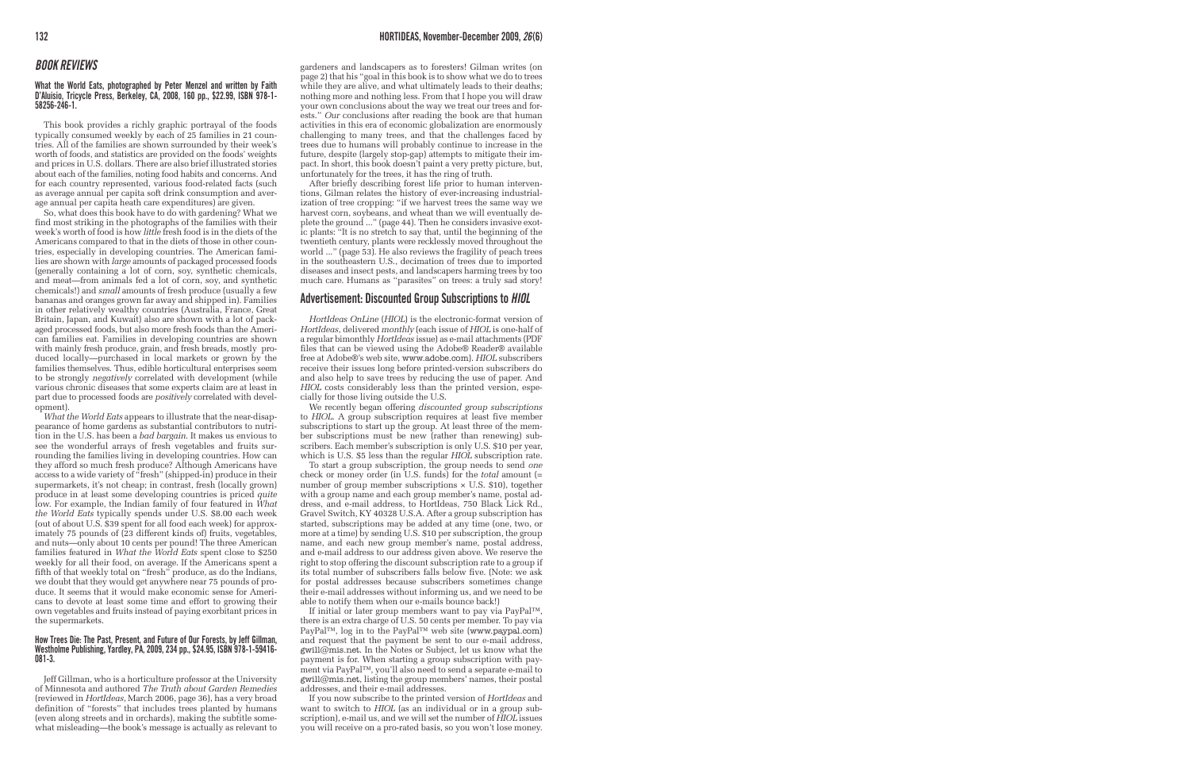## BOOK REVIEWS

**What the World Eats, photographed by Peter Menzel and written by Faith D'Aluisio, Tricycle Press, Berkeley, CA, 2008, 160 pp., $22.99, ISBN 978-1-58256-246-1.**

This book provides a richly graphic portrayal of the foods typically consumed weekly by each of 25 families in 21 countries. All of the families are shown surrounded by their week's worth of foods, and statistics are provided on the foods' weights and prices in U.S. dollars. There are also brief illustrated stories about each of the families, noting food habits and concerns. And for each country represented, various food-related facts (such as average annual per capita soft drink consumption and average annual per capita heath care expenditures) are given.

So, what does this book have to do with gardening? What we find most striking in the photographs of the families with their week's worth of food is how *little* fresh food is in the diets of the Americans compared to that in the diets of those in other countries, especially in developing countries. The American families are shown with *large* amounts of packaged processed foods (generally containing a lot of corn, soy, synthetic chemicals, and meat—from animals fed a lot of corn, soy, and synthetic chemicals!) and *small* amounts of fresh produce (usually a few bananas and oranges grown far away and shipped in). Families in other relatively wealthy countries (Australia, France, Great Britain, Japan, and Kuwait) also are shown with a lot of packaged processed foods, but also more fresh foods than the American families eat. Families in developing countries are shown with mainly fresh produce, grain, and fresh breads, mostly produced locally—purchased in local markets or grown by the families themselves. Thus, edible horticultural enterprises seem to be strongly *negatively* correlated with development (while various chronic diseases that some experts claim are at least in part due to processed foods are *positively* correlated with development).

*What the World Eats* appears to illustrate that the near-disappearance of home gardens as substantial contributors to nutrition in the U.S. has been a *bad bargain*. It makes us envious to see the wonderful arrays of fresh vegetables and fruits surrounding the families living in developing countries. How can they afford so much fresh produce? Although Americans have access to a wide variety of "fresh" (shipped-in) produce in their supermarkets, it's not cheap; in contrast, fresh (locally grown) produce in at least some developing countries is priced *quite* low. For example, the Indian family of four featured in *What the World Eats* typically spends under U.S. $8.00 each week (out of about U.S. $39 spent for all food each week) for approximately 75 pounds of (23 different kinds of) fruits, vegetables, and nuts—only about 10 cents per pound! The three American families featured in *What the World Eats* spent close to $250 weekly for all their food, on average. If the Americans spent a fifth of that weekly total on "fresh" produce, as do the Indians, we doubt that they would get anywhere near 75 pounds of produce. It seems that it would make economic sense for Americans to devote at least some time and effort to growing their own vegetables and fruits instead of paying exorbitant prices in the supermarkets.

**How Trees Die: The Past, Present, and Future of Our Forests, by Jeff Gillman, Westholme Publishing, Yardley, PA, 2009, 234 pp., $24.95, ISBN 978-1-59416-081-3.**

Jeff Gillman, who is a horticulture professor at the University of Minnesota and authored *The Truth about Garden Remedies* (reviewed in *HortIdeas*, March 2006, page 36), has a very broad definition of "forests" that includes trees planted by humans (even along streets and in orchards), making the subtitle somewhat misleading—the book's message is actually as relevant to gardeners and landscapers as to foresters! Gilman writes (on page 2) that his "goal in this book is to show what we do to trees while they are alive, and what ultimately leads to their deaths; nothing more and nothing less. From that I hope you will draw your own conclusions about the way we treat our trees and forests." *Our* conclusions after reading the book are that human activities in this era of economic globalization are enormously challenging to many trees, and that the challenges faced by trees due to humans will probably continue to increase in the future, despite (largely stop-gap) attempts to mitigate their impact. In short, this book doesn't paint a very pretty picture, but, unfortunately for the trees, it has the ring of truth.

After briefly describing forest life prior to human interventions, Gilman relates the history of ever-increasing industrialization of tree cropping: "if we harvest trees the same way we harvest corn, soybeans, and wheat than we will eventually deplete the ground ..." (page 44). Then he considers invasive exotic plants: "It is no stretch to say that, until the beginning of the twentieth century, plants were recklessly moved throughout the world ..." (page 53). He also reviews the fragility of peach trees in the southeastern U.S., decimation of trees due to imported diseases and insect pests, and landscapers harming trees by too much care. Humans as "parasites" on trees: a truly sad story!

## Advertisement: Discounted Group Subscriptions to *HIOL*

*HortIdeas OnLine* (*HIOL*) is the electronic-format version of *HortIdeas*, delivered *monthly* (each issue of *HIOL* is one-half of a regular bimonthly *HortIdeas* issue) as e-mail attachments (PDF files that can be viewed using the Adobe® Reader® available free at Adobe®'s web site, www.adobe.com). *HIOL* subscribers receive their issues long before printed-version subscribers do and also help to save trees by reducing the use of paper. And *HIOL* costs considerably less than the printed version, especially for those living outside the U.S.

We recently began offering *discounted group subscriptions* to *HIOL*. A group subscription requires at least five member subscriptions to start up the group. At least three of the member subscriptions must be new (rather than renewing) subscribers. Each member's subscription is only U.S. $10 per year, which is U.S. $5 less than the regular *HIOL* subscription rate.

To start a group subscription, the group needs to send *one* check or money order (in U.S. funds) for the *total* amount (= number of group member subscriptions × U.S. $10), together with a group name and each group member's name, postal address, and e-mail address, to HortIdeas, 750 Black Lick Rd., Gravel Switch, KY 40328 U.S.A. After a group subscription has started, subscriptions may be added at any time (one, two, or more at a time) by sending U.S. $10 per subscription, the group name, and each new group member's name, postal address, and e-mail address to our address given above. We reserve the right to stop offering the discount subscription rate to a group if its total number of subscribers falls below five. (Note: we ask for postal addresses because subscribers sometimes change their e-mail addresses without informing us, and we need to be able to notify them when our e-mails bounce back!)

If initial or later group members want to pay via PayPal™, there is an extra charge of U.S. 50 cents per member. To pay via PayPal™, log in to the PayPal™ web site (www.paypal.com) and request that the payment be sent to our e-mail address, gwill@mis.net. In the Notes or Subject, let us know what the payment is for. When starting a group subscription with payment via PayPal™, you'll also need to send a separate e-mail to gwill@mis.net, listing the group members' names, their postal addresses, and their e-mail addresses.

If you now subscribe to the printed version of *HortIdeas* and want to switch to *HIOL* (as an individual or in a group subscription), e-mail us, and we will set the number of *HIOL* issues you will receive on a pro-rated basis, so you won't lose money.